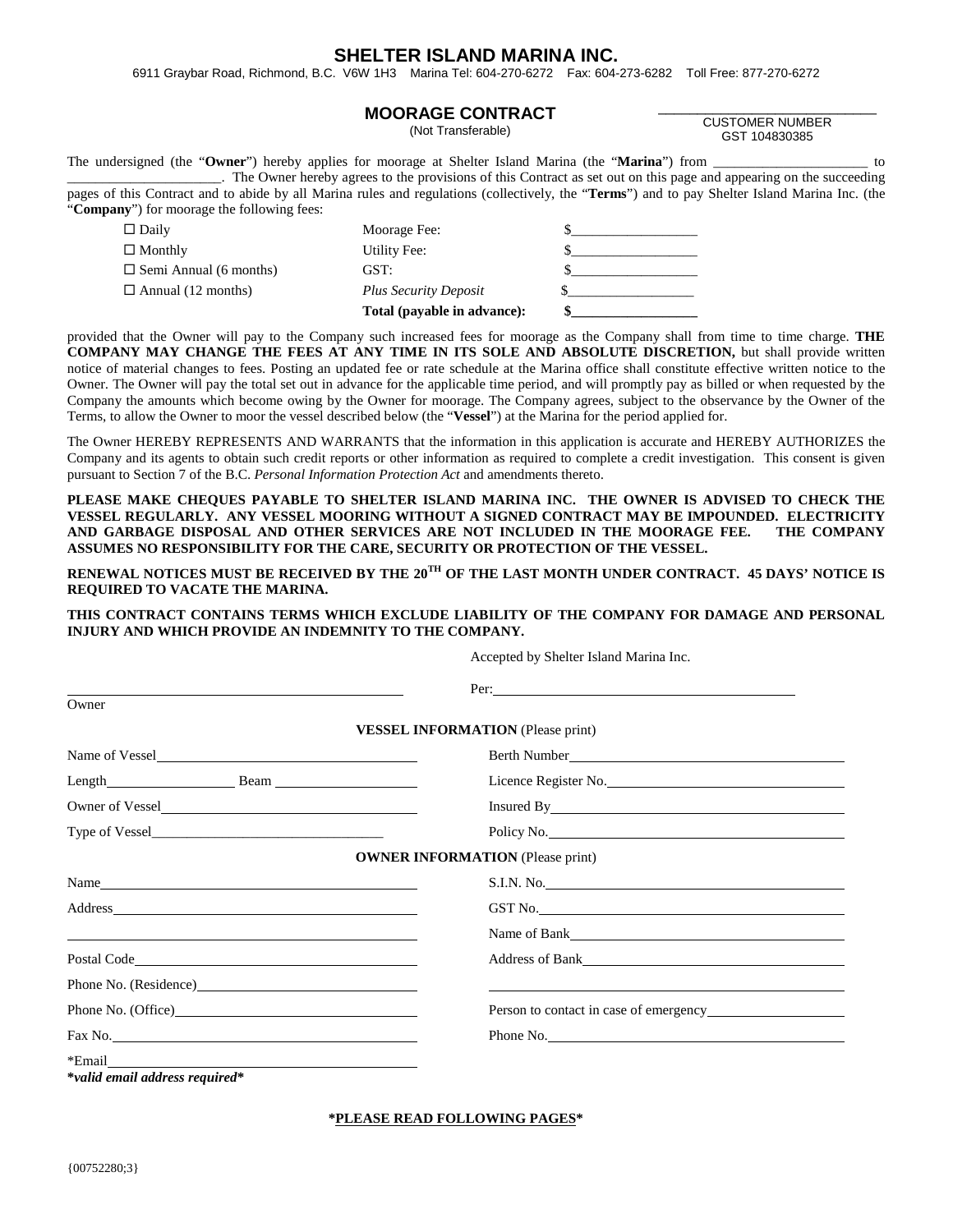# SHELTER ISLAND MARINA INC.

6911 Graybar Road, Richmond, B.C. V6W 1H3 Marina Tel: 604-270-6272 Fax: 604-273-6282 Toll Free: 877-270-6272

## MOORAGE CONTRACT

(Not Transferable)

______________________________
CUSTOMER NUMBER
GST 104830385

The undersigned (the "**Owner**") hereby applies for moorage at Shelter Island Marina (the "**Marina**") from ______________________ to ______________________. The Owner hereby agrees to the provisions of this Contract as set out on this page and appearing on the succeeding pages of this Contract and to abide by all Marina rules and regulations (collectively, the "**Terms**") and to pay Shelter Island Marina Inc. (the "**Company**") for moorage the following fees:

| | | |
|---|---|---|
| ☐ Daily | Moorage Fee: | $__________________ |
| ☐ Monthly | Utility Fee: | $__________________ |
| ☐ Semi Annual (6 months) | GST: | $__________________ |
| ☐ Annual (12 months) | *Plus Security Deposit* | $__________________ |
| | **Total (payable in advance):** | **$__________________** |

provided that the Owner will pay to the Company such increased fees for moorage as the Company shall from time to time charge. **THE COMPANY MAY CHANGE THE FEES AT ANY TIME IN ITS SOLE AND ABSOLUTE DISCRETION,** but shall provide written notice of material changes to fees. Posting an updated fee or rate schedule at the Marina office shall constitute effective written notice to the Owner. The Owner will pay the total set out in advance for the applicable time period, and will promptly pay as billed or when requested by the Company the amounts which become owing by the Owner for moorage. The Company agrees, subject to the observance by the Owner of the Terms, to allow the Owner to moor the vessel described below (the "**Vessel**") at the Marina for the period applied for.

The Owner HEREBY REPRESENTS AND WARRANTS that the information in this application is accurate and HEREBY AUTHORIZES the Company and its agents to obtain such credit reports or other information as required to complete a credit investigation. This consent is given pursuant to Section 7 of the B.C. *Personal Information Protection Act* and amendments thereto.

**PLEASE MAKE CHEQUES PAYABLE TO SHELTER ISLAND MARINA INC. THE OWNER IS ADVISED TO CHECK THE VESSEL REGULARLY. ANY VESSEL MOORING WITHOUT A SIGNED CONTRACT MAY BE IMPOUNDED. ELECTRICITY AND GARBAGE DISPOSAL AND OTHER SERVICES ARE NOT INCLUDED IN THE MOORAGE FEE. THE COMPANY ASSUMES NO RESPONSIBILITY FOR THE CARE, SECURITY OR PROTECTION OF THE VESSEL.**

**RENEWAL NOTICES MUST BE RECEIVED BY THE 20TH OF THE LAST MONTH UNDER CONTRACT. 45 DAYS' NOTICE IS REQUIRED TO VACATE THE MARINA.**

**THIS CONTRACT CONTAINS TERMS WHICH EXCLUDE LIABILITY OF THE COMPANY FOR DAMAGE AND PERSONAL INJURY AND WHICH PROVIDE AN INDEMNITY TO THE COMPANY.**

Accepted by Shelter Island Marina Inc.

______________________________ Per: ______________________________
Owner

**VESSEL INFORMATION** (Please print)

| | |
|---|---|
| Name of Vessel ______________________ | Berth Number ______________________ |
| Length __________ Beam __________ | Licence Register No. ______________________ |
| Owner of Vessel ______________________ | Insured By ______________________ |
| Type of Vessel ______________________ | Policy No. ______________________ |

**OWNER INFORMATION** (Please print)

| | |
|---|---|
| Name ______________________ | S.I.N. No. ______________________ |
| Address ______________________ | GST No. ______________________ |
| ______________________ | Name of Bank ______________________ |
| Postal Code ______________________ | Address of Bank ______________________ |
| Phone No. (Residence) ______________________ | ______________________ |
| Phone No. (Office) ______________________ | Person to contact in case of emergency ______________________ |
| Fax No. ______________________ | Phone No. ______________________ |
| *Email ______________________ | |

***valid email address required***

**\*PLEASE READ FOLLOWING PAGES\***

{00752280;3}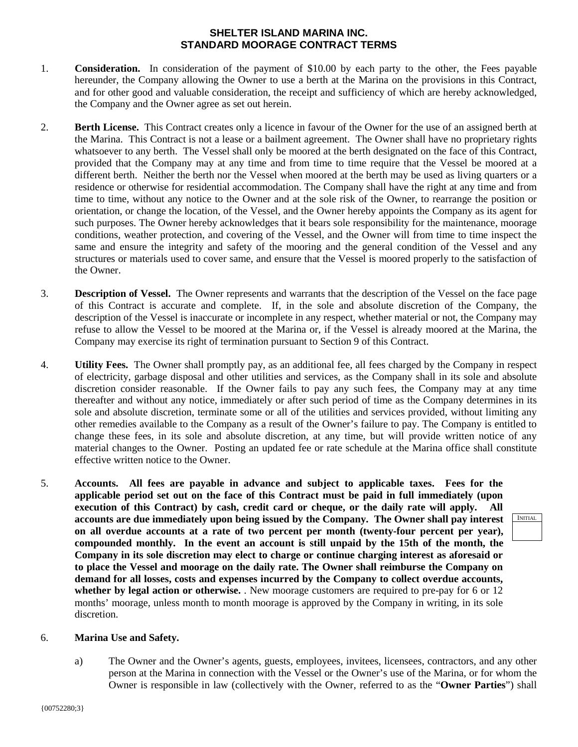# SHELTER ISLAND MARINA INC.
# STANDARD MOORAGE CONTRACT TERMS

1. **Consideration.** In consideration of the payment of $10.00 by each party to the other, the Fees payable hereunder, the Company allowing the Owner to use a berth at the Marina on the provisions in this Contract, and for other good and valuable consideration, the receipt and sufficiency of which are hereby acknowledged, the Company and the Owner agree as set out herein.

2. **Berth License.** This Contract creates only a licence in favour of the Owner for the use of an assigned berth at the Marina. This Contract is not a lease or a bailment agreement. The Owner shall have no proprietary rights whatsoever to any berth. The Vessel shall only be moored at the berth designated on the face of this Contract, provided that the Company may at any time and from time to time require that the Vessel be moored at a different berth. Neither the berth nor the Vessel when moored at the berth may be used as living quarters or a residence or otherwise for residential accommodation. The Company shall have the right at any time and from time to time, without any notice to the Owner and at the sole risk of the Owner, to rearrange the position or orientation, or change the location, of the Vessel, and the Owner hereby appoints the Company as its agent for such purposes. The Owner hereby acknowledges that it bears sole responsibility for the maintenance, moorage conditions, weather protection, and covering of the Vessel, and the Owner will from time to time inspect the same and ensure the integrity and safety of the mooring and the general condition of the Vessel and any structures or materials used to cover same, and ensure that the Vessel is moored properly to the satisfaction of the Owner.

3. **Description of Vessel.** The Owner represents and warrants that the description of the Vessel on the face page of this Contract is accurate and complete. If, in the sole and absolute discretion of the Company, the description of the Vessel is inaccurate or incomplete in any respect, whether material or not, the Company may refuse to allow the Vessel to be moored at the Marina or, if the Vessel is already moored at the Marina, the Company may exercise its right of termination pursuant to Section 9 of this Contract.

4. **Utility Fees.** The Owner shall promptly pay, as an additional fee, all fees charged by the Company in respect of electricity, garbage disposal and other utilities and services, as the Company shall in its sole and absolute discretion consider reasonable. If the Owner fails to pay any such fees, the Company may at any time thereafter and without any notice, immediately or after such period of time as the Company determines in its sole and absolute discretion, terminate some or all of the utilities and services provided, without limiting any other remedies available to the Company as a result of the Owner's failure to pay. The Company is entitled to change these fees, in its sole and absolute discretion, at any time, but will provide written notice of any material changes to the Owner. Posting an updated fee or rate schedule at the Marina office shall constitute effective written notice to the Owner.

5. **Accounts. All fees are payable in advance and subject to applicable taxes. Fees for the applicable period set out on the face of this Contract must be paid in full immediately (upon execution of this Contract) by cash, credit card or cheque, or the daily rate will apply. All accounts are due immediately upon being issued by the Company. The Owner shall pay interest on all overdue accounts at a rate of two percent per month (twenty-four percent per year), compounded monthly. In the event an account is still unpaid by the 15th of the month, the Company in its sole discretion may elect to charge or continue charging interest as aforesaid or to place the Vessel and moorage on the daily rate. The Owner shall reimburse the Company on demand for all losses, costs and expenses incurred by the Company to collect overdue accounts, whether by legal action or otherwise.** . New moorage customers are required to pre-pay for 6 or 12 months' moorage, unless month to month moorage is approved by the Company in writing, in its sole discretion.

   INITIAL ____

6. **Marina Use and Safety.**

   a) The Owner and the Owner's agents, guests, employees, invitees, licensees, contractors, and any other person at the Marina in connection with the Vessel or the Owner's use of the Marina, or for whom the Owner is responsible in law (collectively with the Owner, referred to as the "**Owner Parties**") shall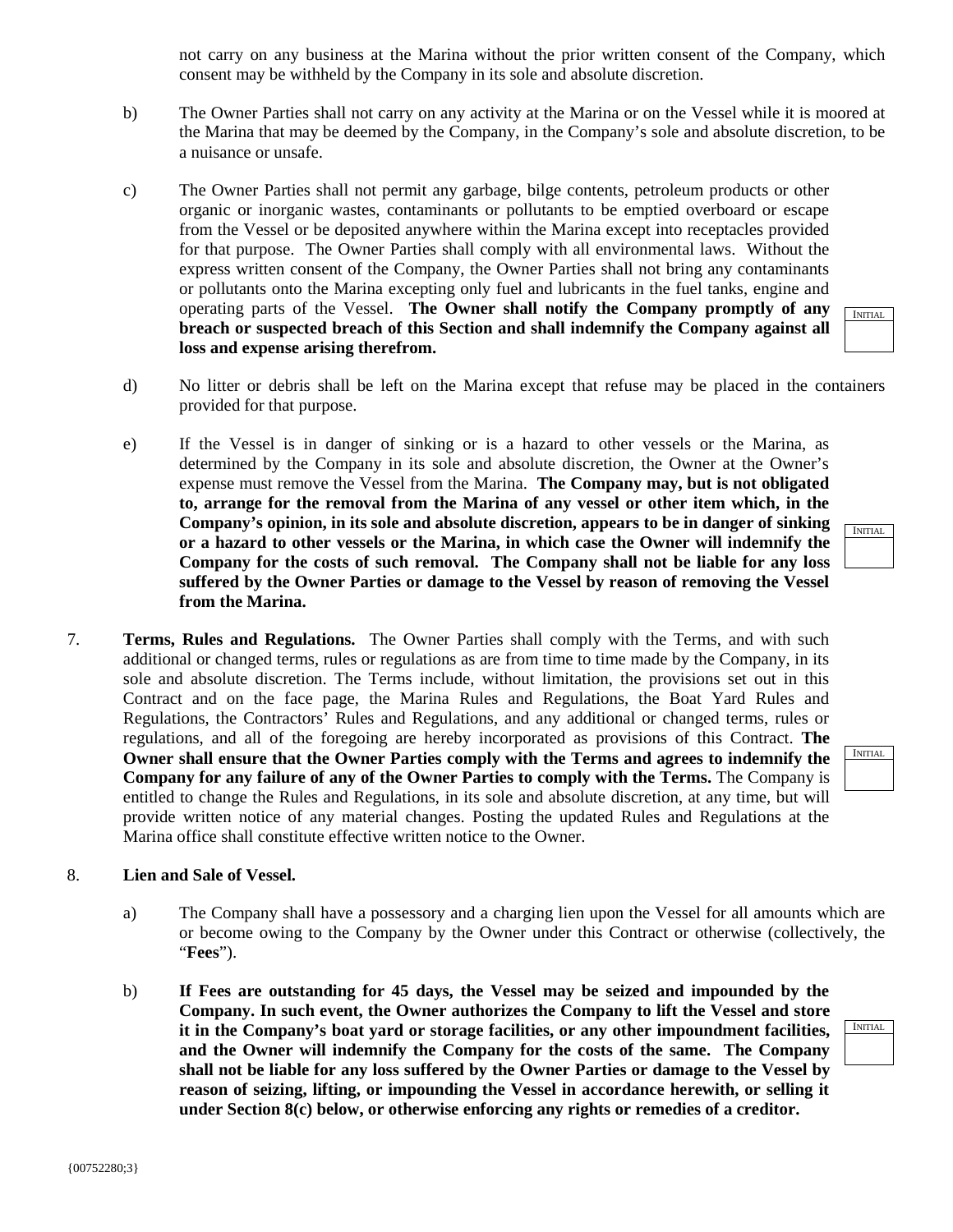not carry on any business at the Marina without the prior written consent of the Company, which consent may be withheld by the Company in its sole and absolute discretion.

b) The Owner Parties shall not carry on any activity at the Marina or on the Vessel while it is moored at the Marina that may be deemed by the Company, in the Company's sole and absolute discretion, to be a nuisance or unsafe.

c) The Owner Parties shall not permit any garbage, bilge contents, petroleum products or other organic or inorganic wastes, contaminants or pollutants to be emptied overboard or escape from the Vessel or be deposited anywhere within the Marina except into receptacles provided for that purpose. The Owner Parties shall comply with all environmental laws. Without the express written consent of the Company, the Owner Parties shall not bring any contaminants or pollutants onto the Marina excepting only fuel and lubricants in the fuel tanks, engine and operating parts of the Vessel. **The Owner shall notify the Company promptly of any breach or suspected breach of this Section and shall indemnify the Company against all loss and expense arising therefrom.**

INITIAL

d) No litter or debris shall be left on the Marina except that refuse may be placed in the containers provided for that purpose.

e) If the Vessel is in danger of sinking or is a hazard to other vessels or the Marina, as determined by the Company in its sole and absolute discretion, the Owner at the Owner's expense must remove the Vessel from the Marina. **The Company may, but is not obligated to, arrange for the removal from the Marina of any vessel or other item which, in the Company's opinion, in its sole and absolute discretion, appears to be in danger of sinking or a hazard to other vessels or the Marina, in which case the Owner will indemnify the Company for the costs of such removal. The Company shall not be liable for any loss suffered by the Owner Parties or damage to the Vessel by reason of removing the Vessel from the Marina.**

INITIAL

7. **Terms, Rules and Regulations.** The Owner Parties shall comply with the Terms, and with such additional or changed terms, rules or regulations as are from time to time made by the Company, in its sole and absolute discretion. The Terms include, without limitation, the provisions set out in this Contract and on the face page, the Marina Rules and Regulations, the Boat Yard Rules and Regulations, the Contractors' Rules and Regulations, and any additional or changed terms, rules or regulations, and all of the foregoing are hereby incorporated as provisions of this Contract. **The Owner shall ensure that the Owner Parties comply with the Terms and agrees to indemnify the Company for any failure of any of the Owner Parties to comply with the Terms.** The Company is entitled to change the Rules and Regulations, in its sole and absolute discretion, at any time, but will provide written notice of any material changes. Posting the updated Rules and Regulations at the Marina office shall constitute effective written notice to the Owner.

INITIAL

8. **Lien and Sale of Vessel.**

a) The Company shall have a possessory and a charging lien upon the Vessel for all amounts which are or become owing to the Company by the Owner under this Contract or otherwise (collectively, the "**Fees**").

b) **If Fees are outstanding for 45 days, the Vessel may be seized and impounded by the Company. In such event, the Owner authorizes the Company to lift the Vessel and store it in the Company's boat yard or storage facilities, or any other impoundment facilities, and the Owner will indemnify the Company for the costs of the same. The Company shall not be liable for any loss suffered by the Owner Parties or damage to the Vessel by reason of seizing, lifting, or impounding the Vessel in accordance herewith, or selling it under Section 8(c) below, or otherwise enforcing any rights or remedies of a creditor.**

INITIAL

{00752280;3}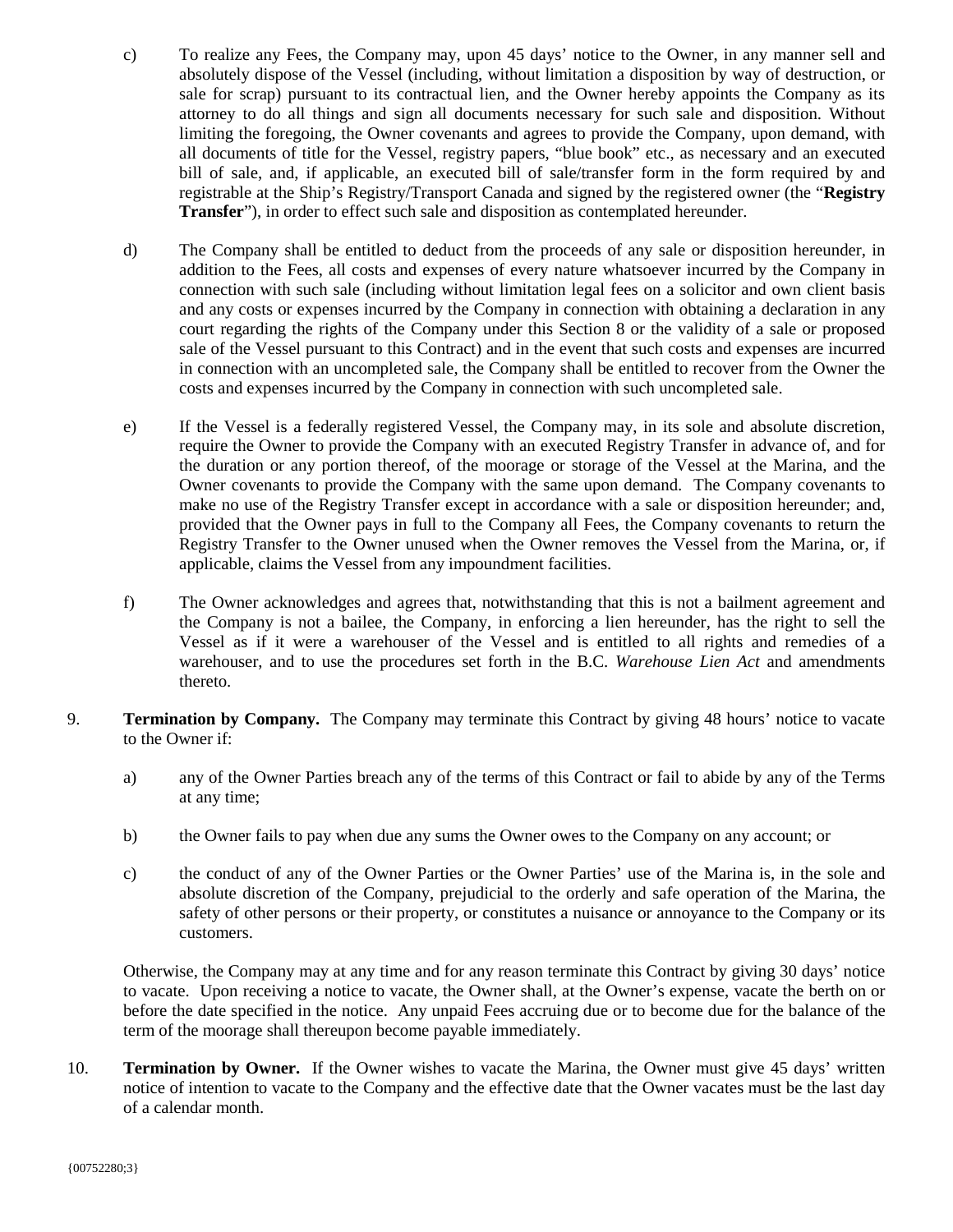c) To realize any Fees, the Company may, upon 45 days' notice to the Owner, in any manner sell and absolutely dispose of the Vessel (including, without limitation a disposition by way of destruction, or sale for scrap) pursuant to its contractual lien, and the Owner hereby appoints the Company as its attorney to do all things and sign all documents necessary for such sale and disposition. Without limiting the foregoing, the Owner covenants and agrees to provide the Company, upon demand, with all documents of title for the Vessel, registry papers, "blue book" etc., as necessary and an executed bill of sale, and, if applicable, an executed bill of sale/transfer form in the form required by and registrable at the Ship's Registry/Transport Canada and signed by the registered owner (the "**Registry Transfer**"), in order to effect such sale and disposition as contemplated hereunder.

d) The Company shall be entitled to deduct from the proceeds of any sale or disposition hereunder, in addition to the Fees, all costs and expenses of every nature whatsoever incurred by the Company in connection with such sale (including without limitation legal fees on a solicitor and own client basis and any costs or expenses incurred by the Company in connection with obtaining a declaration in any court regarding the rights of the Company under this Section 8 or the validity of a sale or proposed sale of the Vessel pursuant to this Contract) and in the event that such costs and expenses are incurred in connection with an uncompleted sale, the Company shall be entitled to recover from the Owner the costs and expenses incurred by the Company in connection with such uncompleted sale.

e) If the Vessel is a federally registered Vessel, the Company may, in its sole and absolute discretion, require the Owner to provide the Company with an executed Registry Transfer in advance of, and for the duration or any portion thereof, of the moorage or storage of the Vessel at the Marina, and the Owner covenants to provide the Company with the same upon demand. The Company covenants to make no use of the Registry Transfer except in accordance with a sale or disposition hereunder; and, provided that the Owner pays in full to the Company all Fees, the Company covenants to return the Registry Transfer to the Owner unused when the Owner removes the Vessel from the Marina, or, if applicable, claims the Vessel from any impoundment facilities.

f) The Owner acknowledges and agrees that, notwithstanding that this is not a bailment agreement and the Company is not a bailee, the Company, in enforcing a lien hereunder, has the right to sell the Vessel as if it were a warehouser of the Vessel and is entitled to all rights and remedies of a warehouser, and to use the procedures set forth in the B.C. *Warehouse Lien Act* and amendments thereto.

9. **Termination by Company.** The Company may terminate this Contract by giving 48 hours' notice to vacate to the Owner if:

   a) any of the Owner Parties breach any of the terms of this Contract or fail to abide by any of the Terms at any time;

   b) the Owner fails to pay when due any sums the Owner owes to the Company on any account; or

   c) the conduct of any of the Owner Parties or the Owner Parties' use of the Marina is, in the sole and absolute discretion of the Company, prejudicial to the orderly and safe operation of the Marina, the safety of other persons or their property, or constitutes a nuisance or annoyance to the Company or its customers.

   Otherwise, the Company may at any time and for any reason terminate this Contract by giving 30 days' notice to vacate. Upon receiving a notice to vacate, the Owner shall, at the Owner's expense, vacate the berth on or before the date specified in the notice. Any unpaid Fees accruing due or to become due for the balance of the term of the moorage shall thereupon become payable immediately.

10. **Termination by Owner.** If the Owner wishes to vacate the Marina, the Owner must give 45 days' written notice of intention to vacate to the Company and the effective date that the Owner vacates must be the last day of a calendar month.

{00752280;3}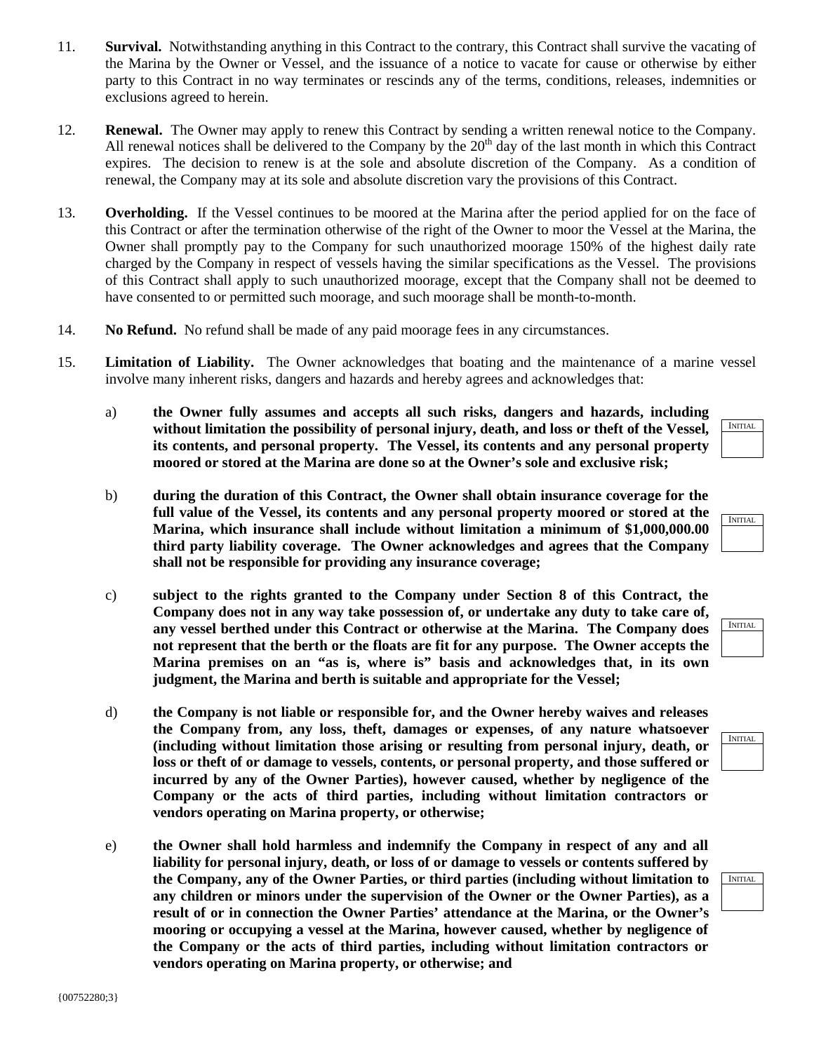11. **Survival.** Notwithstanding anything in this Contract to the contrary, this Contract shall survive the vacating of the Marina by the Owner or Vessel, and the issuance of a notice to vacate for cause or otherwise by either party to this Contract in no way terminates or rescinds any of the terms, conditions, releases, indemnities or exclusions agreed to herein.

12. **Renewal.** The Owner may apply to renew this Contract by sending a written renewal notice to the Company. All renewal notices shall be delivered to the Company by the 20th day of the last month in which this Contract expires. The decision to renew is at the sole and absolute discretion of the Company. As a condition of renewal, the Company may at its sole and absolute discretion vary the provisions of this Contract.

13. **Overholding.** If the Vessel continues to be moored at the Marina after the period applied for on the face of this Contract or after the termination otherwise of the right of the Owner to moor the Vessel at the Marina, the Owner shall promptly pay to the Company for such unauthorized moorage 150% of the highest daily rate charged by the Company in respect of vessels having the similar specifications as the Vessel. The provisions of this Contract shall apply to such unauthorized moorage, except that the Company shall not be deemed to have consented to or permitted such moorage, and such moorage shall be month-to-month.

14. **No Refund.** No refund shall be made of any paid moorage fees in any circumstances.

15. **Limitation of Liability.** The Owner acknowledges that boating and the maintenance of a marine vessel involve many inherent risks, dangers and hazards and hereby agrees and acknowledges that:

    a) **the Owner fully assumes and accepts all such risks, dangers and hazards, including without limitation the possibility of personal injury, death, and loss or theft of the Vessel, its contents, and personal property. The Vessel, its contents and any personal property moored or stored at the Marina are done so at the Owner's sole and exclusive risk;**

    INITIAL ______

    b) **during the duration of this Contract, the Owner shall obtain insurance coverage for the full value of the Vessel, its contents and any personal property moored or stored at the Marina, which insurance shall include without limitation a minimum of $1,000,000.00 third party liability coverage. The Owner acknowledges and agrees that the Company shall not be responsible for providing any insurance coverage;**

    INITIAL ______

    c) **subject to the rights granted to the Company under Section 8 of this Contract, the Company does not in any way take possession of, or undertake any duty to take care of, any vessel berthed under this Contract or otherwise at the Marina. The Company does not represent that the berth or the floats are fit for any purpose. The Owner accepts the Marina premises on an "as is, where is" basis and acknowledges that, in its own judgment, the Marina and berth is suitable and appropriate for the Vessel;**

    INITIAL ______

    d) **the Company is not liable or responsible for, and the Owner hereby waives and releases the Company from, any loss, theft, damages or expenses, of any nature whatsoever (including without limitation those arising or resulting from personal injury, death, or loss or theft of or damage to vessels, contents, or personal property, and those suffered or incurred by any of the Owner Parties), however caused, whether by negligence of the Company or the acts of third parties, including without limitation contractors or vendors operating on Marina property, or otherwise;**

    INITIAL ______

    e) **the Owner shall hold harmless and indemnify the Company in respect of any and all liability for personal injury, death, or loss of or damage to vessels or contents suffered by the Company, any of the Owner Parties, or third parties (including without limitation to any children or minors under the supervision of the Owner or the Owner Parties), as a result of or in connection the Owner Parties' attendance at the Marina, or the Owner's mooring or occupying a vessel at the Marina, however caused, whether by negligence of the Company or the acts of third parties, including without limitation contractors or vendors operating on Marina property, or otherwise; and**

    INITIAL ______

{00752280;3}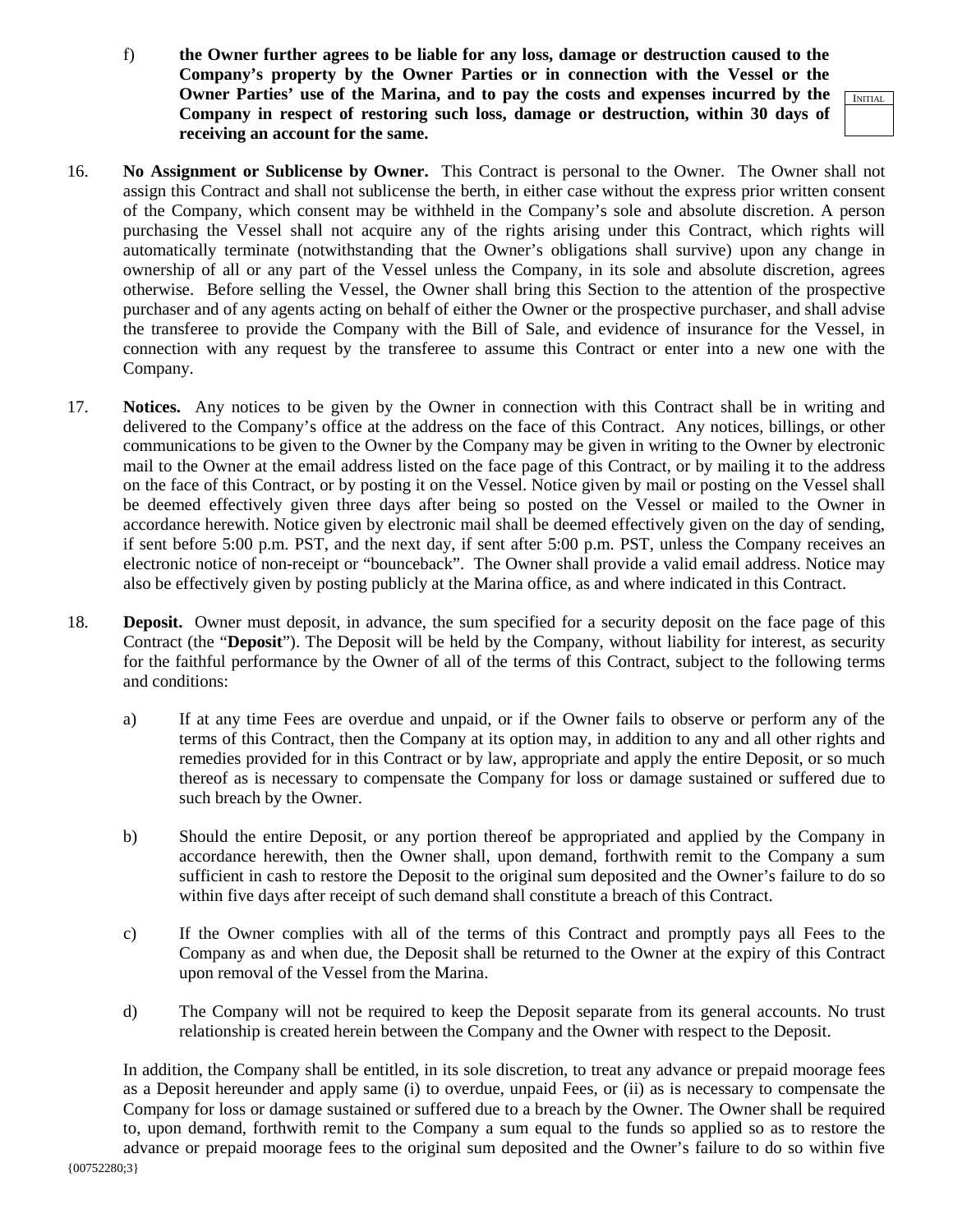f) **the Owner further agrees to be liable for any loss, damage or destruction caused to the Company's property by the Owner Parties or in connection with the Vessel or the Owner Parties' use of the Marina, and to pay the costs and expenses incurred by the Company in respect of restoring such loss, damage or destruction, within 30 days of receiving an account for the same.**

INITIAL

16. **No Assignment or Sublicense by Owner.** This Contract is personal to the Owner. The Owner shall not assign this Contract and shall not sublicense the berth, in either case without the express prior written consent of the Company, which consent may be withheld in the Company's sole and absolute discretion. A person purchasing the Vessel shall not acquire any of the rights arising under this Contract, which rights will automatically terminate (notwithstanding that the Owner's obligations shall survive) upon any change in ownership of all or any part of the Vessel unless the Company, in its sole and absolute discretion, agrees otherwise. Before selling the Vessel, the Owner shall bring this Section to the attention of the prospective purchaser and of any agents acting on behalf of either the Owner or the prospective purchaser, and shall advise the transferee to provide the Company with the Bill of Sale, and evidence of insurance for the Vessel, in connection with any request by the transferee to assume this Contract or enter into a new one with the Company.

17. **Notices.** Any notices to be given by the Owner in connection with this Contract shall be in writing and delivered to the Company's office at the address on the face of this Contract. Any notices, billings, or other communications to be given to the Owner by the Company may be given in writing to the Owner by electronic mail to the Owner at the email address listed on the face page of this Contract, or by mailing it to the address on the face of this Contract, or by posting it on the Vessel. Notice given by mail or posting on the Vessel shall be deemed effectively given three days after being so posted on the Vessel or mailed to the Owner in accordance herewith. Notice given by electronic mail shall be deemed effectively given on the day of sending, if sent before 5:00 p.m. PST, and the next day, if sent after 5:00 p.m. PST, unless the Company receives an electronic notice of non-receipt or "bounceback". The Owner shall provide a valid email address. Notice may also be effectively given by posting publicly at the Marina office, as and where indicated in this Contract.

18. **Deposit.** Owner must deposit, in advance, the sum specified for a security deposit on the face page of this Contract (the "**Deposit**"). The Deposit will be held by the Company, without liability for interest, as security for the faithful performance by the Owner of all of the terms of this Contract, subject to the following terms and conditions:

    a) If at any time Fees are overdue and unpaid, or if the Owner fails to observe or perform any of the terms of this Contract, then the Company at its option may, in addition to any and all other rights and remedies provided for in this Contract or by law, appropriate and apply the entire Deposit, or so much thereof as is necessary to compensate the Company for loss or damage sustained or suffered due to such breach by the Owner.

    b) Should the entire Deposit, or any portion thereof be appropriated and applied by the Company in accordance herewith, then the Owner shall, upon demand, forthwith remit to the Company a sum sufficient in cash to restore the Deposit to the original sum deposited and the Owner's failure to do so within five days after receipt of such demand shall constitute a breach of this Contract.

    c) If the Owner complies with all of the terms of this Contract and promptly pays all Fees to the Company as and when due, the Deposit shall be returned to the Owner at the expiry of this Contract upon removal of the Vessel from the Marina.

    d) The Company will not be required to keep the Deposit separate from its general accounts. No trust relationship is created herein between the Company and the Owner with respect to the Deposit.

    In addition, the Company shall be entitled, in its sole discretion, to treat any advance or prepaid moorage fees as a Deposit hereunder and apply same (i) to overdue, unpaid Fees, or (ii) as is necessary to compensate the Company for loss or damage sustained or suffered due to a breach by the Owner. The Owner shall be required to, upon demand, forthwith remit to the Company a sum equal to the funds so applied so as to restore the advance or prepaid moorage fees to the original sum deposited and the Owner's failure to do so within five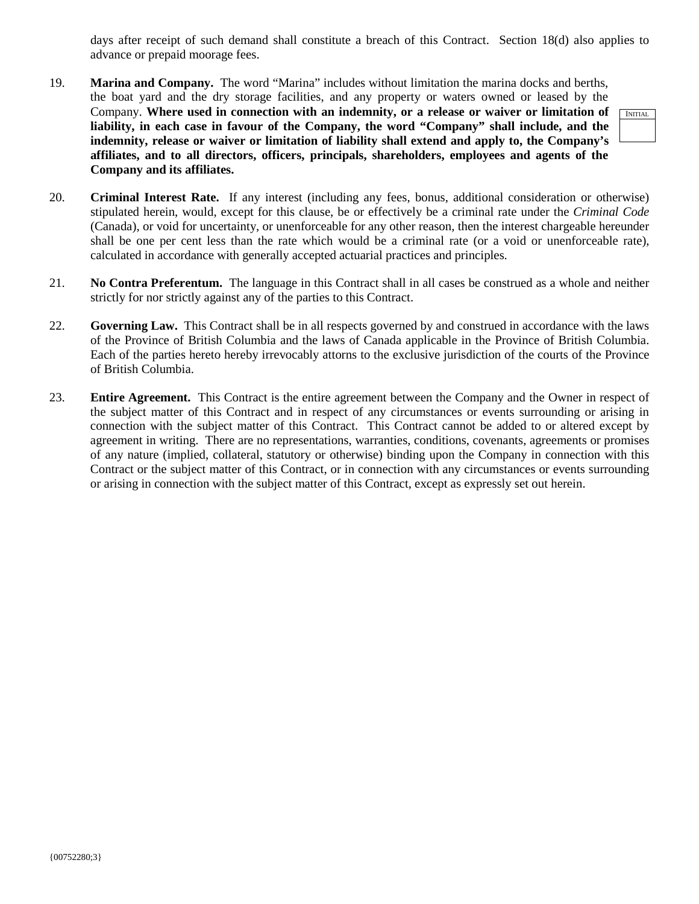days after receipt of such demand shall constitute a breach of this Contract. Section 18(d) also applies to advance or prepaid moorage fees.

19. **Marina and Company.** The word "Marina" includes without limitation the marina docks and berths, the boat yard and the dry storage facilities, and any property or waters owned or leased by the Company. **Where used in connection with an indemnity, or a release or waiver or limitation of liability, in each case in favour of the Company, the word "Company" shall include, and the indemnity, release or waiver or limitation of liability shall extend and apply to, the Company's affiliates, and to all directors, officers, principals, shareholders, employees and agents of the Company and its affiliates.**

INITIAL

20. **Criminal Interest Rate.** If any interest (including any fees, bonus, additional consideration or otherwise) stipulated herein, would, except for this clause, be or effectively be a criminal rate under the *Criminal Code* (Canada), or void for uncertainty, or unenforceable for any other reason, then the interest chargeable hereunder shall be one per cent less than the rate which would be a criminal rate (or a void or unenforceable rate), calculated in accordance with generally accepted actuarial practices and principles.

21. **No Contra Preferentum.** The language in this Contract shall in all cases be construed as a whole and neither strictly for nor strictly against any of the parties to this Contract.

22. **Governing Law.** This Contract shall be in all respects governed by and construed in accordance with the laws of the Province of British Columbia and the laws of Canada applicable in the Province of British Columbia. Each of the parties hereto hereby irrevocably attorns to the exclusive jurisdiction of the courts of the Province of British Columbia.

23. **Entire Agreement.** This Contract is the entire agreement between the Company and the Owner in respect of the subject matter of this Contract and in respect of any circumstances or events surrounding or arising in connection with the subject matter of this Contract. This Contract cannot be added to or altered except by agreement in writing. There are no representations, warranties, conditions, covenants, agreements or promises of any nature (implied, collateral, statutory or otherwise) binding upon the Company in connection with this Contract or the subject matter of this Contract, or in connection with any circumstances or events surrounding or arising in connection with the subject matter of this Contract, except as expressly set out herein.

{00752280;3}